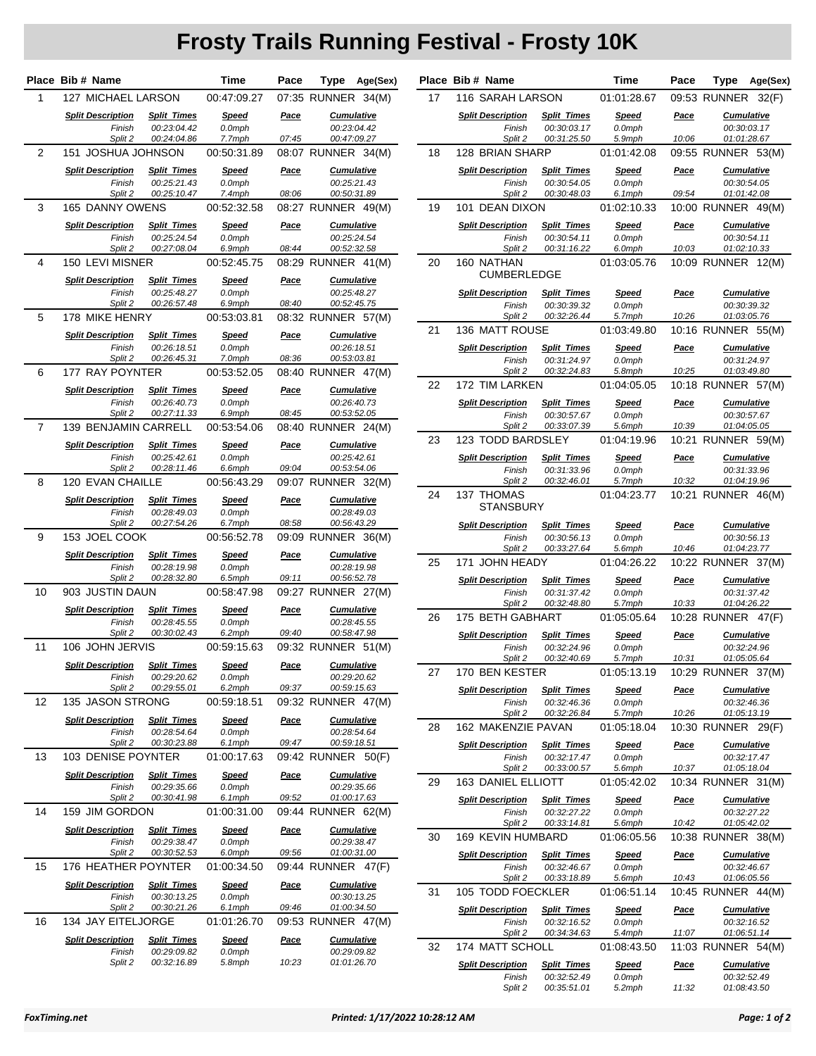# Frosty Trails Running Festival - Frosty 10K

| Place | Bib # | Name | Time | Pace | Type | Age(Sex) |
|---|---|---|---|---|---|---|
| 1 | 127 | MICHAEL LARSON | 00:47:09.27 | 07:35 | RUNNER | 34(M) |
| 2 | 151 | JOSHUA JOHNSON | 00:50:31.89 | 08:07 | RUNNER | 34(M) |
| 3 | 165 | DANNY OWENS | 00:52:32.58 | 08:27 | RUNNER | 49(M) |
| 4 | 150 | LEVI MISNER | 00:52:45.75 | 08:29 | RUNNER | 41(M) |
| 5 | 178 | MIKE HENRY | 00:53:03.81 | 08:32 | RUNNER | 57(M) |
| 6 | 177 | RAY POYNTER | 00:53:52.05 | 08:40 | RUNNER | 47(M) |
| 7 | 139 | BENJAMIN CARRELL | 00:53:54.06 | 08:40 | RUNNER | 24(M) |
| 8 | 120 | EVAN CHAILLE | 00:56:43.29 | 09:07 | RUNNER | 32(M) |
| 9 | 153 | JOEL COOK | 00:56:52.78 | 09:09 | RUNNER | 36(M) |
| 10 | 903 | JUSTIN DAUN | 00:58:47.98 | 09:27 | RUNNER | 27(M) |
| 11 | 106 | JOHN JERVIS | 00:59:15.63 | 09:32 | RUNNER | 51(M) |
| 12 | 135 | JASON STRONG | 00:59:18.51 | 09:32 | RUNNER | 47(M) |
| 13 | 103 | DENISE POYNTER | 01:00:17.63 | 09:42 | RUNNER | 50(F) |
| 14 | 159 | JIM GORDON | 01:00:31.00 | 09:44 | RUNNER | 62(M) |
| 15 | 176 | HEATHER POYNTER | 01:00:34.50 | 09:44 | RUNNER | 47(F) |
| 16 | 134 | JAY EITELJORGE | 01:01:26.70 | 09:53 | RUNNER | 47(M) |
| 17 | 116 | SARAH LARSON | 01:01:28.67 | 09:53 | RUNNER | 32(F) |
| 18 | 128 | BRIAN SHARP | 01:01:42.08 | 09:55 | RUNNER | 53(M) |
| 19 | 101 | DEAN DIXON | 01:02:10.33 | 10:00 | RUNNER | 49(M) |
| 20 | 160 | NATHAN CUMBERLEDGE | 01:03:05.76 | 10:09 | RUNNER | 12(M) |
| 21 | 136 | MATT ROUSE | 01:03:49.80 | 10:16 | RUNNER | 55(M) |
| 22 | 172 | TIM LARKEN | 01:04:05.05 | 10:18 | RUNNER | 57(M) |
| 23 | 123 | TODD BARDSLEY | 01:04:19.96 | 10:21 | RUNNER | 59(M) |
| 24 | 137 | THOMAS STANSBURY | 01:04:23.77 | 10:21 | RUNNER | 46(M) |
| 25 | 171 | JOHN HEADY | 01:04:26.22 | 10:22 | RUNNER | 37(M) |
| 26 | 175 | BETH GABHART | 01:05:05.64 | 10:28 | RUNNER | 47(F) |
| 27 | 170 | BEN KESTER | 01:05:13.19 | 10:29 | RUNNER | 37(M) |
| 28 | 162 | MAKENZIE PAVAN | 01:05:18.04 | 10:30 | RUNNER | 29(F) |
| 29 | 163 | DANIEL ELLIOTT | 01:05:42.02 | 10:34 | RUNNER | 31(M) |
| 30 | 169 | KEVIN HUMBARD | 01:06:05.56 | 10:38 | RUNNER | 38(M) |
| 31 | 105 | TODD FOECKLER | 01:06:51.14 | 10:45 | RUNNER | 44(M) |
| 32 | 174 | MATT SCHOLL | 01:08:43.50 | 11:03 | RUNNER | 54(M) |

## Splits

| Place | Split Description | Split Times | Speed | Pace | Cumulative |
|---|---|---|---|---|---|
| 1 | Finish | 00:23:04.42 | 0.0mph | | 00:23:04.42 |
| 1 | Split 2 | 00:24:04.86 | 7.7mph | 07:45 | 00:47:09.27 |
| 2 | Finish | 00:25:21.43 | 0.0mph | | 00:25:21.43 |
| 2 | Split 2 | 00:25:10.47 | 7.4mph | 08:06 | 00:50:31.89 |
| 3 | Finish | 00:25:24.54 | 0.0mph | | 00:25:24.54 |
| 3 | Split 2 | 00:27:08.04 | 6.9mph | 08:44 | 00:52:32.58 |
| 4 | Finish | 00:25:48.27 | 0.0mph | | 00:25:48.27 |
| 4 | Split 2 | 00:26:57.48 | 6.9mph | 08:40 | 00:52:45.75 |
| 5 | Finish | 00:26:18.51 | 0.0mph | | 00:26:18.51 |
| 5 | Split 2 | 00:26:45.31 | 7.0mph | 08:36 | 00:53:03.81 |
| 6 | Finish | 00:26:40.73 | 0.0mph | | 00:26:40.73 |
| 6 | Split 2 | 00:27:11.33 | 6.9mph | 08:45 | 00:53:52.05 |
| 7 | Finish | 00:25:42.61 | 0.0mph | | 00:25:42.61 |
| 7 | Split 2 | 00:28:11.46 | 6.6mph | 09:04 | 00:53:54.06 |
| 8 | Finish | 00:28:49.03 | 0.0mph | | 00:28:49.03 |
| 8 | Split 2 | 00:27:54.26 | 6.7mph | 08:58 | 00:56:43.29 |
| 9 | Finish | 00:28:19.98 | 0.0mph | | 00:28:19.98 |
| 9 | Split 2 | 00:28:32.80 | 6.5mph | 09:11 | 00:56:52.78 |
| 10 | Finish | 00:28:45.55 | 0.0mph | | 00:28:45.55 |
| 10 | Split 2 | 00:30:02.43 | 6.2mph | 09:40 | 00:58:47.98 |
| 11 | Finish | 00:29:20.62 | 0.0mph | | 00:29:20.62 |
| 11 | Split 2 | 00:29:55.01 | 6.2mph | 09:37 | 00:59:15.63 |
| 12 | Finish | 00:28:54.64 | 0.0mph | | 00:28:54.64 |
| 12 | Split 2 | 00:30:23.88 | 6.1mph | 09:47 | 00:59:18.51 |
| 13 | Finish | 00:29:35.66 | 0.0mph | | 00:29:35.66 |
| 13 | Split 2 | 00:30:41.98 | 6.1mph | 09:52 | 01:00:17.63 |
| 14 | Finish | 00:29:38.47 | 0.0mph | | 00:29:38.47 |
| 14 | Split 2 | 00:30:52.53 | 6.0mph | 09:56 | 01:00:31.00 |
| 15 | Finish | 00:30:13.25 | 0.0mph | | 00:30:13.25 |
| 15 | Split 2 | 00:30:21.26 | 6.1mph | 09:46 | 01:00:34.50 |
| 16 | Finish | 00:29:09.82 | 0.0mph | | 00:29:09.82 |
| 16 | Split 2 | 00:32:16.89 | 5.8mph | 10:23 | 01:01:26.70 |
| 17 | Finish | 00:30:03.17 | 0.0mph | | 00:30:03.17 |
| 17 | Split 2 | 00:31:25.50 | 5.9mph | 10:06 | 01:01:28.67 |
| 18 | Finish | 00:30:54.05 | 0.0mph | | 00:30:54.05 |
| 18 | Split 2 | 00:30:48.03 | 6.1mph | 09:54 | 01:01:42.08 |
| 19 | Finish | 00:30:54.11 | 0.0mph | | 00:30:54.11 |
| 19 | Split 2 | 00:31:16.22 | 6.0mph | 10:03 | 01:02:10.33 |
| 20 | Finish | 00:30:39.32 | 0.0mph | | 00:30:39.32 |
| 20 | Split 2 | 00:32:26.44 | 5.7mph | 10:26 | 01:03:05.76 |
| 21 | Finish | 00:31:24.97 | 0.0mph | | 00:31:24.97 |
| 21 | Split 2 | 00:32:24.83 | 5.8mph | 10:25 | 01:03:49.80 |
| 22 | Finish | 00:30:57.67 | 0.0mph | | 00:30:57.67 |
| 22 | Split 2 | 00:33:07.39 | 5.6mph | 10:39 | 01:04:05.05 |
| 23 | Finish | 00:31:33.96 | 0.0mph | | 00:31:33.96 |
| 23 | Split 2 | 00:32:46.01 | 5.7mph | 10:32 | 01:04:19.96 |
| 24 | Finish | 00:30:56.13 | 0.0mph | | 00:30:56.13 |
| 24 | Split 2 | 00:33:27.64 | 5.6mph | 10:46 | 01:04:23.77 |
| 25 | Finish | 00:31:37.42 | 0.0mph | | 00:31:37.42 |
| 25 | Split 2 | 00:32:48.80 | 5.7mph | 10:33 | 01:04:26.22 |
| 26 | Finish | 00:32:24.96 | 0.0mph | | 00:32:24.96 |
| 26 | Split 2 | 00:32:40.69 | 5.7mph | 10:31 | 01:05:05.64 |
| 27 | Finish | 00:32:46.36 | 0.0mph | | 00:32:46.36 |
| 27 | Split 2 | 00:32:26.84 | 5.7mph | 10:26 | 01:05:13.19 |
| 28 | Finish | 00:32:17.47 | 0.0mph | | 00:32:17.47 |
| 28 | Split 2 | 00:33:00.57 | 5.6mph | 10:37 | 01:05:18.04 |
| 29 | Finish | 00:32:27.22 | 0.0mph | | 00:32:27.22 |
| 29 | Split 2 | 00:33:14.81 | 5.6mph | 10:42 | 01:05:42.02 |
| 30 | Finish | 00:32:46.67 | 0.0mph | | 00:32:46.67 |
| 30 | Split 2 | 00:33:18.89 | 5.6mph | 10:43 | 01:06:05.56 |
| 31 | Finish | 00:32:16.52 | 0.0mph | | 00:32:16.52 |
| 31 | Split 2 | 00:34:34.63 | 5.4mph | 11:07 | 01:06:51.14 |
| 32 | Finish | 00:32:52.49 | 0.0mph | | 00:32:52.49 |
| 32 | Split 2 | 00:35:51.01 | 5.2mph | 11:32 | 01:08:43.50 |

FoxTiming.net    Printed: 1/17/2022 10:28:12 AM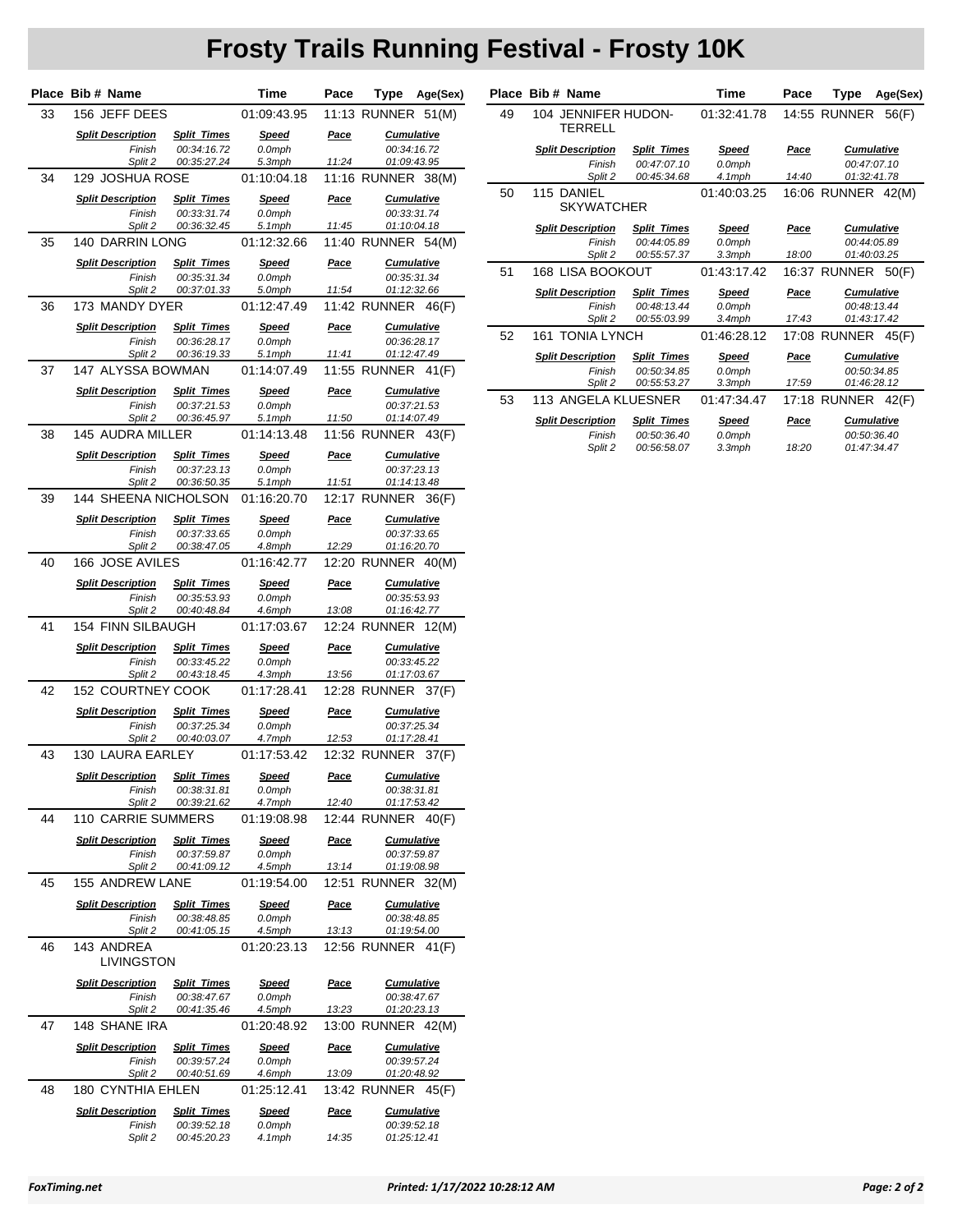# Frosty Trails Running Festival - Frosty 10K

| Place | Bib # | Name | Time | Pace | Type | Age(Sex) |
|---|---|---|---|---|---|---|
| 33 | 156 | JEFF DEES | 01:09:43.95 | 11:13 | RUNNER | 51(M) |

| Split Description | Split Times | Speed | Pace | Cumulative |
|---|---|---|---|---|
| Finish | 00:34:16.72 | 0.0mph | | 00:34:16.72 |
| Split 2 | 00:35:27.24 | 5.3mph | 11:24 | 01:09:43.95 |

| Place | Bib # | Name | Time | Pace | Type | Age(Sex) |
|---|---|---|---|---|---|---|
| 34 | 129 | JOSHUA ROSE | 01:10:04.18 | 11:16 | RUNNER | 38(M) |

| Split Description | Split Times | Speed | Pace | Cumulative |
|---|---|---|---|---|
| Finish | 00:33:31.74 | 0.0mph | | 00:33:31.74 |
| Split 2 | 00:36:32.45 | 5.1mph | 11:45 | 01:10:04.18 |

| Place | Bib # | Name | Time | Pace | Type | Age(Sex) |
|---|---|---|---|---|---|---|
| 35 | 140 | DARRIN LONG | 01:12:32.66 | 11:40 | RUNNER | 54(M) |

| Split Description | Split Times | Speed | Pace | Cumulative |
|---|---|---|---|---|
| Finish | 00:35:31.34 | 0.0mph | | 00:35:31.34 |
| Split 2 | 00:37:01.33 | 5.0mph | 11:54 | 01:12:32.66 |

| Place | Bib # | Name | Time | Pace | Type | Age(Sex) |
|---|---|---|---|---|---|---|
| 36 | 173 | MANDY DYER | 01:12:47.49 | 11:42 | RUNNER | 46(F) |

| Split Description | Split Times | Speed | Pace | Cumulative |
|---|---|---|---|---|
| Finish | 00:36:28.17 | 0.0mph | | 00:36:28.17 |
| Split 2 | 00:36:19.33 | 5.1mph | 11:41 | 01:12:47.49 |

| Place | Bib # | Name | Time | Pace | Type | Age(Sex) |
|---|---|---|---|---|---|---|
| 37 | 147 | ALYSSA BOWMAN | 01:14:07.49 | 11:55 | RUNNER | 41(F) |

| Split Description | Split Times | Speed | Pace | Cumulative |
|---|---|---|---|---|
| Finish | 00:37:21.53 | 0.0mph | | 00:37:21.53 |
| Split 2 | 00:36:45.97 | 5.1mph | 11:50 | 01:14:07.49 |

| Place | Bib # | Name | Time | Pace | Type | Age(Sex) |
|---|---|---|---|---|---|---|
| 38 | 145 | AUDRA MILLER | 01:14:13.48 | 11:56 | RUNNER | 43(F) |

| Split Description | Split Times | Speed | Pace | Cumulative |
|---|---|---|---|---|
| Finish | 00:37:23.13 | 0.0mph | | 00:37:23.13 |
| Split 2 | 00:36:50.35 | 5.1mph | 11:51 | 01:14:13.48 |

| Place | Bib # | Name | Time | Pace | Type | Age(Sex) |
|---|---|---|---|---|---|---|
| 39 | 144 | SHEENA NICHOLSON | 01:16:20.70 | 12:17 | RUNNER | 36(F) |

| Split Description | Split Times | Speed | Pace | Cumulative |
|---|---|---|---|---|
| Finish | 00:37:33.65 | 0.0mph | | 00:37:33.65 |
| Split 2 | 00:38:47.05 | 4.8mph | 12:29 | 01:16:20.70 |

| Place | Bib # | Name | Time | Pace | Type | Age(Sex) |
|---|---|---|---|---|---|---|
| 40 | 166 | JOSE AVILES | 01:16:42.77 | 12:20 | RUNNER | 40(M) |

| Split Description | Split Times | Speed | Pace | Cumulative |
|---|---|---|---|---|
| Finish | 00:35:53.93 | 0.0mph | | 00:35:53.93 |
| Split 2 | 00:40:48.84 | 4.6mph | 13:08 | 01:16:42.77 |

| Place | Bib # | Name | Time | Pace | Type | Age(Sex) |
|---|---|---|---|---|---|---|
| 41 | 154 | FINN SILBAUGH | 01:17:03.67 | 12:24 | RUNNER | 12(M) |

| Split Description | Split Times | Speed | Pace | Cumulative |
|---|---|---|---|---|
| Finish | 00:33:45.22 | 0.0mph | | 00:33:45.22 |
| Split 2 | 00:43:18.45 | 4.3mph | 13:56 | 01:17:03.67 |

| Place | Bib # | Name | Time | Pace | Type | Age(Sex) |
|---|---|---|---|---|---|---|
| 42 | 152 | COURTNEY COOK | 01:17:28.41 | 12:28 | RUNNER | 37(F) |

| Split Description | Split Times | Speed | Pace | Cumulative |
|---|---|---|---|---|
| Finish | 00:37:25.34 | 0.0mph | | 00:37:25.34 |
| Split 2 | 00:40:03.07 | 4.7mph | 12:53 | 01:17:28.41 |

| Place | Bib # | Name | Time | Pace | Type | Age(Sex) |
|---|---|---|---|---|---|---|
| 43 | 130 | LAURA EARLEY | 01:17:53.42 | 12:32 | RUNNER | 37(F) |

| Split Description | Split Times | Speed | Pace | Cumulative |
|---|---|---|---|---|
| Finish | 00:38:31.81 | 0.0mph | | 00:38:31.81 |
| Split 2 | 00:39:21.62 | 4.7mph | 12:40 | 01:17:53.42 |

| Place | Bib # | Name | Time | Pace | Type | Age(Sex) |
|---|---|---|---|---|---|---|
| 44 | 110 | CARRIE SUMMERS | 01:19:08.98 | 12:44 | RUNNER | 40(F) |

| Split Description | Split Times | Speed | Pace | Cumulative |
|---|---|---|---|---|
| Finish | 00:37:59.87 | 0.0mph | | 00:37:59.87 |
| Split 2 | 00:41:09.12 | 4.5mph | 13:14 | 01:19:08.98 |

| Place | Bib # | Name | Time | Pace | Type | Age(Sex) |
|---|---|---|---|---|---|---|
| 45 | 155 | ANDREW LANE | 01:19:54.00 | 12:51 | RUNNER | 32(M) |

| Split Description | Split Times | Speed | Pace | Cumulative |
|---|---|---|---|---|
| Finish | 00:38:48.85 | 0.0mph | | 00:38:48.85 |
| Split 2 | 00:41:05.15 | 4.5mph | 13:13 | 01:19:54.00 |

| Place | Bib # | Name | Time | Pace | Type | Age(Sex) |
|---|---|---|---|---|---|---|
| 46 | 143 | ANDREA LIVINGSTON | 01:20:23.13 | 12:56 | RUNNER | 41(F) |

| Split Description | Split Times | Speed | Pace | Cumulative |
|---|---|---|---|---|
| Finish | 00:38:47.67 | 0.0mph | | 00:38:47.67 |
| Split 2 | 00:41:35.46 | 4.5mph | 13:23 | 01:20:23.13 |

| Place | Bib # | Name | Time | Pace | Type | Age(Sex) |
|---|---|---|---|---|---|---|
| 47 | 148 | SHANE IRA | 01:20:48.92 | 13:00 | RUNNER | 42(M) |

| Split Description | Split Times | Speed | Pace | Cumulative |
|---|---|---|---|---|
| Finish | 00:39:57.24 | 0.0mph | | 00:39:57.24 |
| Split 2 | 00:40:51.69 | 4.6mph | 13:09 | 01:20:48.92 |

| Place | Bib # | Name | Time | Pace | Type | Age(Sex) |
|---|---|---|---|---|---|---|
| 48 | 180 | CYNTHIA EHLEN | 01:25:12.41 | 13:42 | RUNNER | 45(F) |

| Split Description | Split Times | Speed | Pace | Cumulative |
|---|---|---|---|---|
| Finish | 00:39:52.18 | 0.0mph | | 00:39:52.18 |
| Split 2 | 00:45:20.23 | 4.1mph | 14:35 | 01:25:12.41 |

| Place | Bib # | Name | Time | Pace | Type | Age(Sex) |
|---|---|---|---|---|---|---|
| 49 | 104 | JENNIFER HUDON-TERRELL | 01:32:41.78 | 14:55 | RUNNER | 56(F) |

| Split Description | Split Times | Speed | Pace | Cumulative |
|---|---|---|---|---|
| Finish | 00:47:07.10 | 0.0mph | | 00:47:07.10 |
| Split 2 | 00:45:34.68 | 4.1mph | 14:40 | 01:32:41.78 |

| Place | Bib # | Name | Time | Pace | Type | Age(Sex) |
|---|---|---|---|---|---|---|
| 50 | 115 | DANIEL SKYWATCHER | 01:40:03.25 | 16:06 | RUNNER | 42(M) |

| Split Description | Split Times | Speed | Pace | Cumulative |
|---|---|---|---|---|
| Finish | 00:44:05.89 | 0.0mph | | 00:44:05.89 |
| Split 2 | 00:55:57.37 | 3.3mph | 18:00 | 01:40:03.25 |

| Place | Bib # | Name | Time | Pace | Type | Age(Sex) |
|---|---|---|---|---|---|---|
| 51 | 168 | LISA BOOKOUT | 01:43:17.42 | 16:37 | RUNNER | 50(F) |

| Split Description | Split Times | Speed | Pace | Cumulative |
|---|---|---|---|---|
| Finish | 00:48:13.44 | 0.0mph | | 00:48:13.44 |
| Split 2 | 00:55:03.99 | 3.4mph | 17:43 | 01:43:17.42 |

| Place | Bib # | Name | Time | Pace | Type | Age(Sex) |
|---|---|---|---|---|---|---|
| 52 | 161 | TONIA LYNCH | 01:46:28.12 | 17:08 | RUNNER | 45(F) |

| Split Description | Split Times | Speed | Pace | Cumulative |
|---|---|---|---|---|
| Finish | 00:50:34.85 | 0.0mph | | 00:50:34.85 |
| Split 2 | 00:55:53.27 | 3.3mph | 17:59 | 01:46:28.12 |

| Place | Bib # | Name | Time | Pace | Type | Age(Sex) |
|---|---|---|---|---|---|---|
| 53 | 113 | ANGELA KLUESNER | 01:47:34.47 | 17:18 | RUNNER | 42(F) |

| Split Description | Split Times | Speed | Pace | Cumulative |
|---|---|---|---|---|
| Finish | 00:50:36.40 | 0.0mph | | 00:50:36.40 |
| Split 2 | 00:56:58.07 | 3.3mph | 18:20 | 01:47:34.47 |

FoxTiming.net

Printed: 1/17/2022 10:28:12 AM